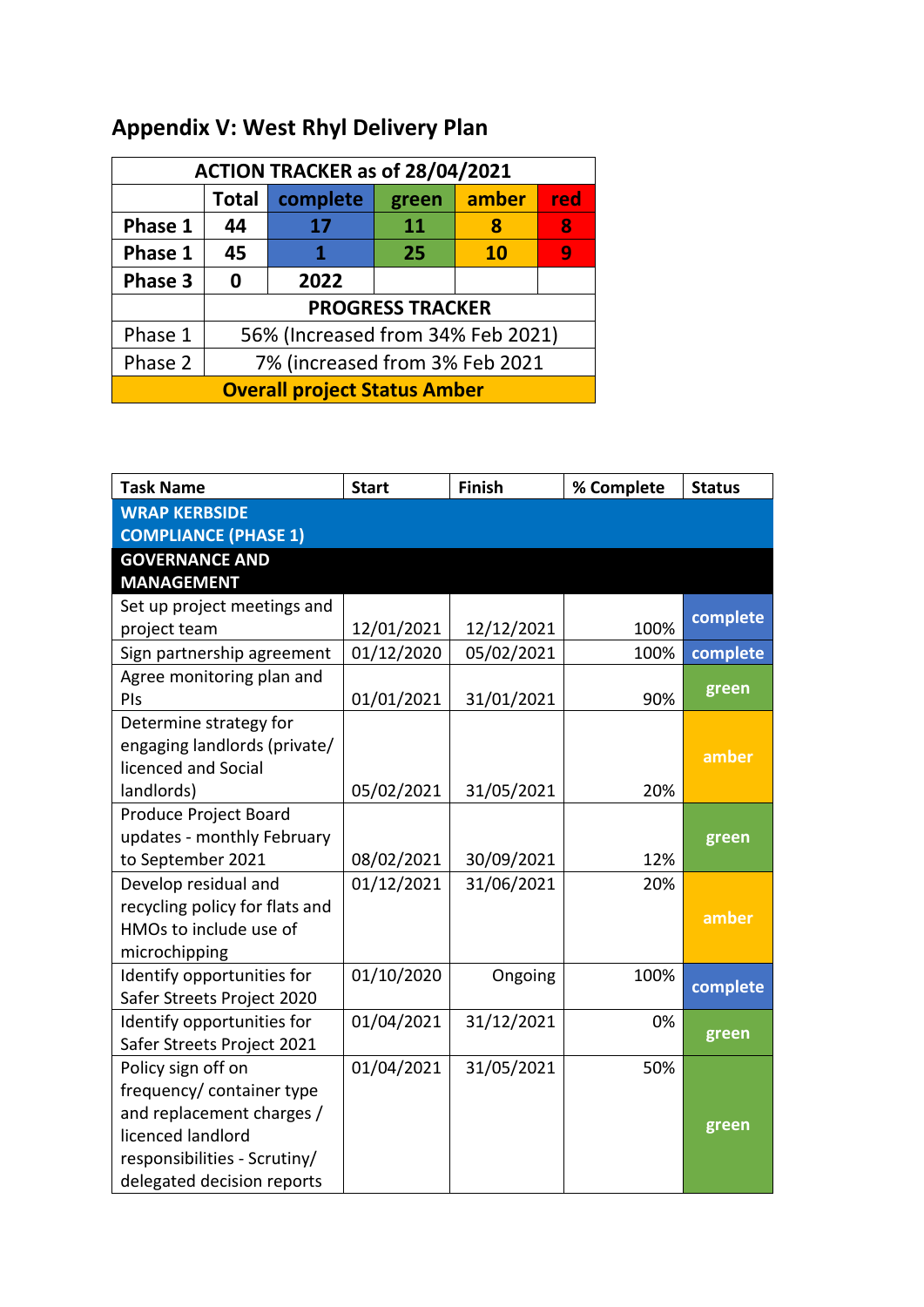## Appendix V: West Rhyl Delivery Plan

| ACTION TRACKER as of 28/04/2021 | | | | | |
|---|---|---|---|---|---|
| | **Total** | **complete** | **green** | **amber** | **red** |
| **Phase 1** | **44** | **17** | **11** | **8** | **8** |
| **Phase 1** | **45** | **1** | **25** | **10** | **9** |
| **Phase 3** | **0** | **2022** | | | |
| | **PROGRESS TRACKER** | | | | |
| Phase 1 | 56% (Increased from 34% Feb 2021) | | | | |
| Phase 2 | 7% (increased from 3% Feb 2021 | | | | |
| **Overall project Status Amber** | | | | | |

| Task Name | Start | Finish | % Complete | Status |
|---|---|---|---|---|
| **WRAP KERBSIDE COMPLIANCE (PHASE 1)** | | | | |
| **GOVERNANCE AND MANAGEMENT** | | | | |
| Set up project meetings and project team | 12/01/2021 | 12/12/2021 | 100% | complete |
| Sign partnership agreement | 01/12/2020 | 05/02/2021 | 100% | complete |
| Agree monitoring plan and PIs | 01/01/2021 | 31/01/2021 | 90% | green |
| Determine strategy for engaging landlords (private/ licenced and Social landlords) | 05/02/2021 | 31/05/2021 | 20% | amber |
| Produce Project Board updates - monthly February to September 2021 | 08/02/2021 | 30/09/2021 | 12% | green |
| Develop residual and recycling policy for flats and HMOs to include use of microchipping | 01/12/2021 | 31/06/2021 | 20% | amber |
| Identify opportunities for Safer Streets Project 2020 | 01/10/2020 | Ongoing | 100% | complete |
| Identify opportunities for Safer Streets Project 2021 | 01/04/2021 | 31/12/2021 | 0% | green |
| Policy sign off on frequency/ container type and replacement charges / licenced landlord responsibilities - Scrutiny/ delegated decision reports | 01/04/2021 | 31/05/2021 | 50% | green |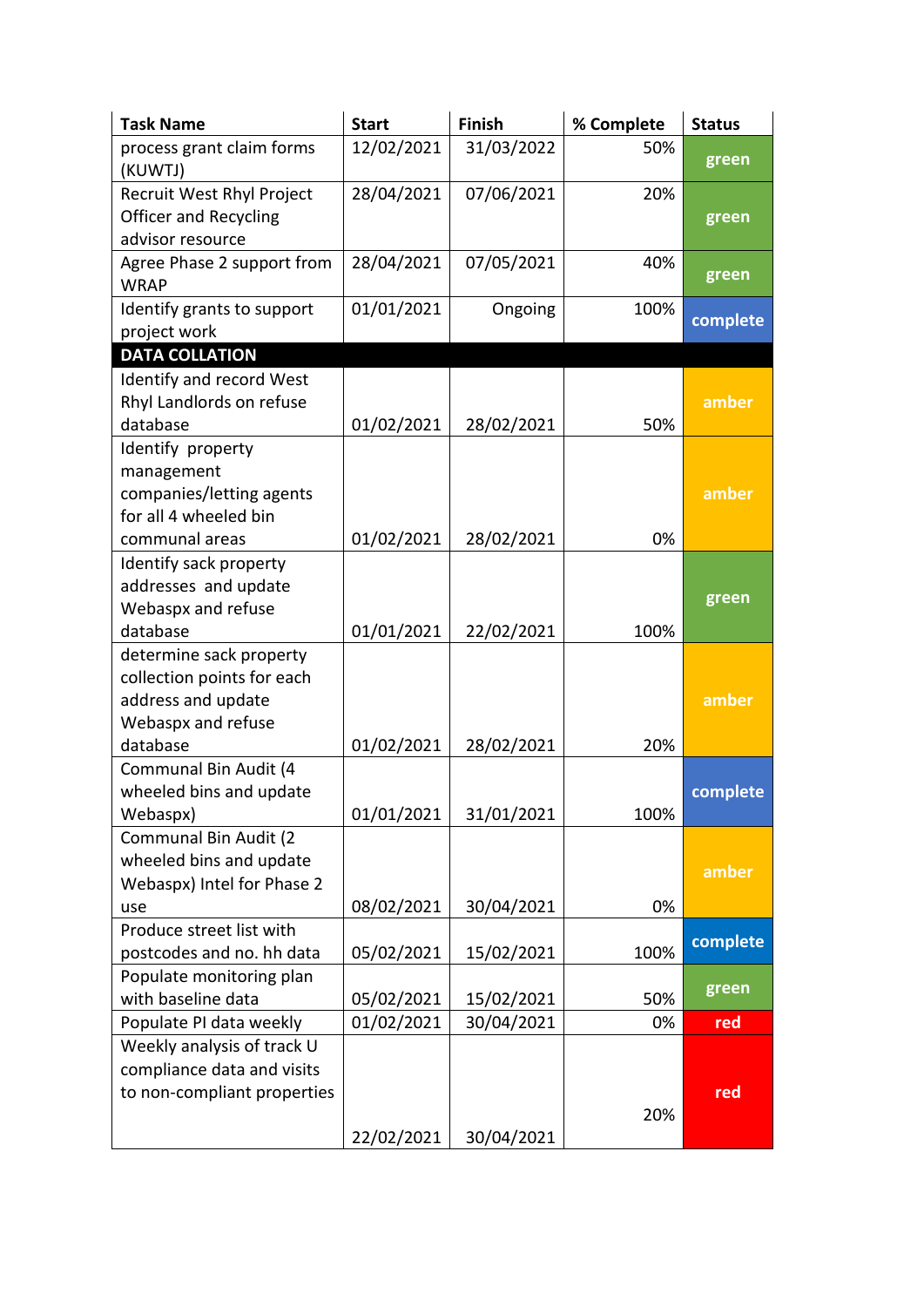| Task Name | Start | Finish | % Complete | Status |
|---|---|---|---|---|
| process grant claim forms (KUWTJ) | 12/02/2021 | 31/03/2022 | 50% | green |
| Recruit West Rhyl Project Officer and Recycling advisor resource | 28/04/2021 | 07/06/2021 | 20% | green |
| Agree Phase 2 support from WRAP | 28/04/2021 | 07/05/2021 | 40% | green |
| Identify grants to support project work | 01/01/2021 | Ongoing | 100% | complete |
| **DATA COLLATION** | | | | |
| Identify and record West Rhyl Landlords on refuse database | 01/02/2021 | 28/02/2021 | 50% | amber |
| Identify property management companies/letting agents for all 4 wheeled bin communal areas | 01/02/2021 | 28/02/2021 | 0% | amber |
| Identify sack property addresses and update Webaspx and refuse database | 01/01/2021 | 22/02/2021 | 100% | green |
| determine sack property collection points for each address and update Webaspx and refuse database | 01/02/2021 | 28/02/2021 | 20% | amber |
| Communal Bin Audit (4 wheeled bins and update Webaspx) | 01/01/2021 | 31/01/2021 | 100% | complete |
| Communal Bin Audit (2 wheeled bins and update Webaspx) Intel for Phase 2 use | 08/02/2021 | 30/04/2021 | 0% | amber |
| Produce street list with postcodes and no. hh data | 05/02/2021 | 15/02/2021 | 100% | complete |
| Populate monitoring plan with baseline data | 05/02/2021 | 15/02/2021 | 50% | green |
| Populate PI data weekly | 01/02/2021 | 30/04/2021 | 0% | red |
| Weekly analysis of track U compliance data and visits to non-compliant properties | 22/02/2021 | 30/04/2021 | 20% | red |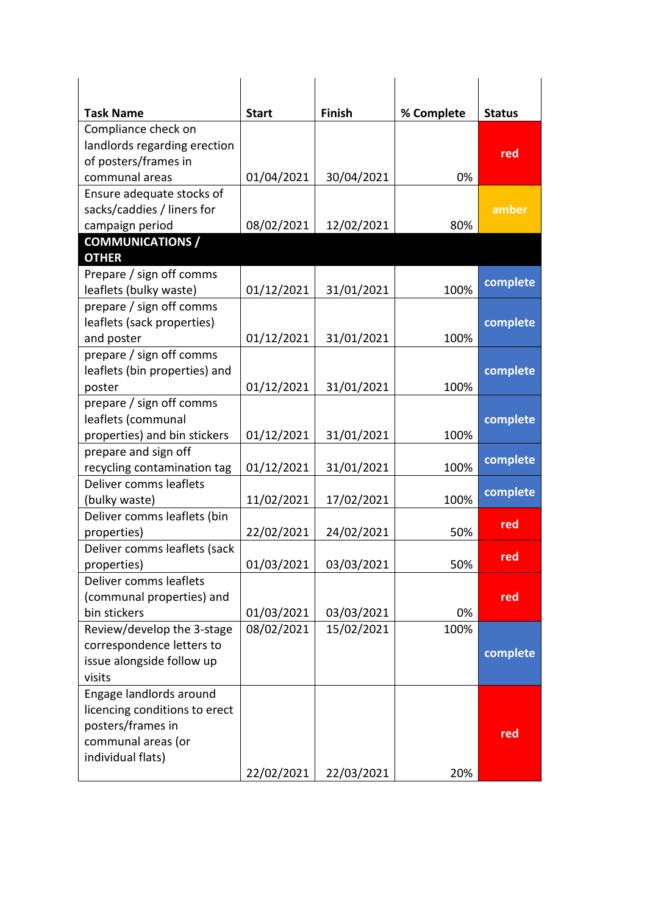| Task Name | Start | Finish | % Complete | Status |
|---|---|---|---|---|
| Compliance check on landlords regarding erection of posters/frames in communal areas | 01/04/2021 | 30/04/2021 | 0% | red |
| Ensure adequate stocks of sacks/caddies / liners for campaign period | 08/02/2021 | 12/02/2021 | 80% | amber |
| **COMMUNICATIONS / OTHER** | | | | |
| Prepare / sign off comms leaflets (bulky waste) | 01/12/2021 | 31/01/2021 | 100% | complete |
| prepare / sign off comms leaflets (sack properties) and poster | 01/12/2021 | 31/01/2021 | 100% | complete |
| prepare / sign off comms leaflets (bin properties) and poster | 01/12/2021 | 31/01/2021 | 100% | complete |
| prepare / sign off comms leaflets (communal properties) and bin stickers | 01/12/2021 | 31/01/2021 | 100% | complete |
| prepare and sign off recycling contamination tag | 01/12/2021 | 31/01/2021 | 100% | complete |
| Deliver comms leaflets (bulky waste) | 11/02/2021 | 17/02/2021 | 100% | complete |
| Deliver comms leaflets (bin properties) | 22/02/2021 | 24/02/2021 | 50% | red |
| Deliver comms leaflets (sack properties) | 01/03/2021 | 03/03/2021 | 50% | red |
| Deliver comms leaflets (communal properties) and bin stickers | 01/03/2021 | 03/03/2021 | 0% | red |
| Review/develop the 3-stage correspondence letters to issue alongside follow up visits | 08/02/2021 | 15/02/2021 | 100% | complete |
| Engage landlords around licencing conditions to erect posters/frames in communal areas (or individual flats) | 22/02/2021 | 22/03/2021 | 20% | red |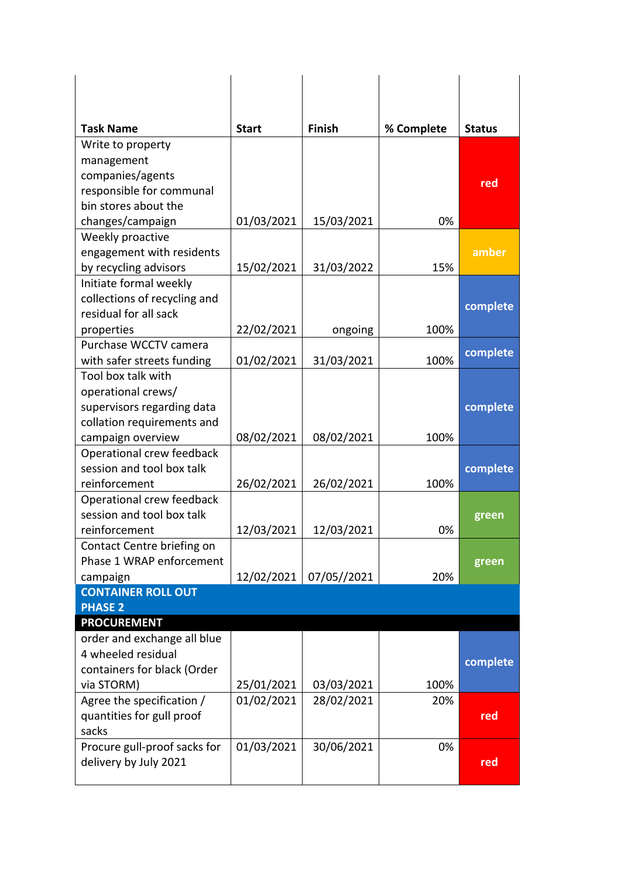| Task Name | Start | Finish | % Complete | Status |
|---|---|---|---|---|
| Write to property management companies/agents responsible for communal bin stores about the changes/campaign | 01/03/2021 | 15/03/2021 | 0% | red |
| Weekly proactive engagement with residents by recycling advisors | 15/02/2021 | 31/03/2022 | 15% | amber |
| Initiate formal weekly collections of recycling and residual for all sack properties | 22/02/2021 | ongoing | 100% | complete |
| Purchase WCCTV camera with safer streets funding | 01/02/2021 | 31/03/2021 | 100% | complete |
| Tool box talk with operational crews/ supervisors regarding data collation requirements and campaign overview | 08/02/2021 | 08/02/2021 | 100% | complete |
| Operational crew feedback session and tool box talk reinforcement | 26/02/2021 | 26/02/2021 | 100% | complete |
| Operational crew feedback session and tool box talk reinforcement | 12/03/2021 | 12/03/2021 | 0% | green |
| Contact Centre briefing on Phase 1 WRAP enforcement campaign | 12/02/2021 | 07/05//2021 | 20% | green |
| **CONTAINER ROLL OUT PHASE 2** | | | | |
| **PROCUREMENT** | | | | |
| order and exchange all blue 4 wheeled residual containers for black (Order via STORM) | 25/01/2021 | 03/03/2021 | 100% | complete |
| Agree the specification / quantities for gull proof sacks | 01/02/2021 | 28/02/2021 | 20% | red |
| Procure gull-proof sacks for delivery by July 2021 | 01/03/2021 | 30/06/2021 | 0% | red |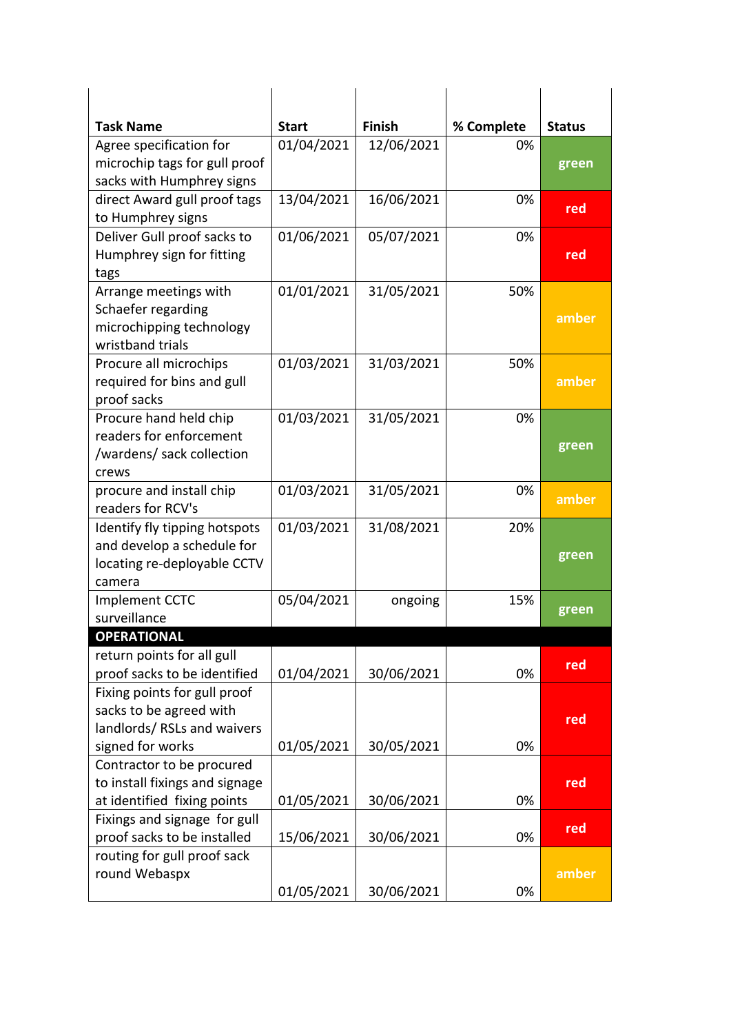| Task Name | Start | Finish | % Complete | Status |
|---|---|---|---|---|
| Agree specification for microchip tags for gull proof sacks with Humphrey signs | 01/04/2021 | 12/06/2021 | 0% | green |
| direct Award gull proof tags to Humphrey signs | 13/04/2021 | 16/06/2021 | 0% | red |
| Deliver Gull proof sacks to Humphrey sign for fitting tags | 01/06/2021 | 05/07/2021 | 0% | red |
| Arrange meetings with Schaefer regarding microchipping technology wristband trials | 01/01/2021 | 31/05/2021 | 50% | amber |
| Procure all microchips required for bins and gull proof sacks | 01/03/2021 | 31/03/2021 | 50% | amber |
| Procure hand held chip readers for enforcement /wardens/ sack collection crews | 01/03/2021 | 31/05/2021 | 0% | green |
| procure and install chip readers for RCV's | 01/03/2021 | 31/05/2021 | 0% | amber |
| Identify fly tipping hotspots and develop a schedule for locating re-deployable CCTV camera | 01/03/2021 | 31/08/2021 | 20% | green |
| Implement CCTC surveillance | 05/04/2021 | ongoing | 15% | green |
| **OPERATIONAL** | | | | |
| return points for all gull proof sacks to be identified | 01/04/2021 | 30/06/2021 | 0% | red |
| Fixing points for gull proof sacks to be agreed with landlords/ RSLs and waivers signed for works | 01/05/2021 | 30/05/2021 | 0% | red |
| Contractor to be procured to install fixings and signage at identified fixing points | 01/05/2021 | 30/06/2021 | 0% | red |
| Fixings and signage for gull proof sacks to be installed | 15/06/2021 | 30/06/2021 | 0% | red |
| routing for gull proof sack round Webaspx | 01/05/2021 | 30/06/2021 | 0% | amber |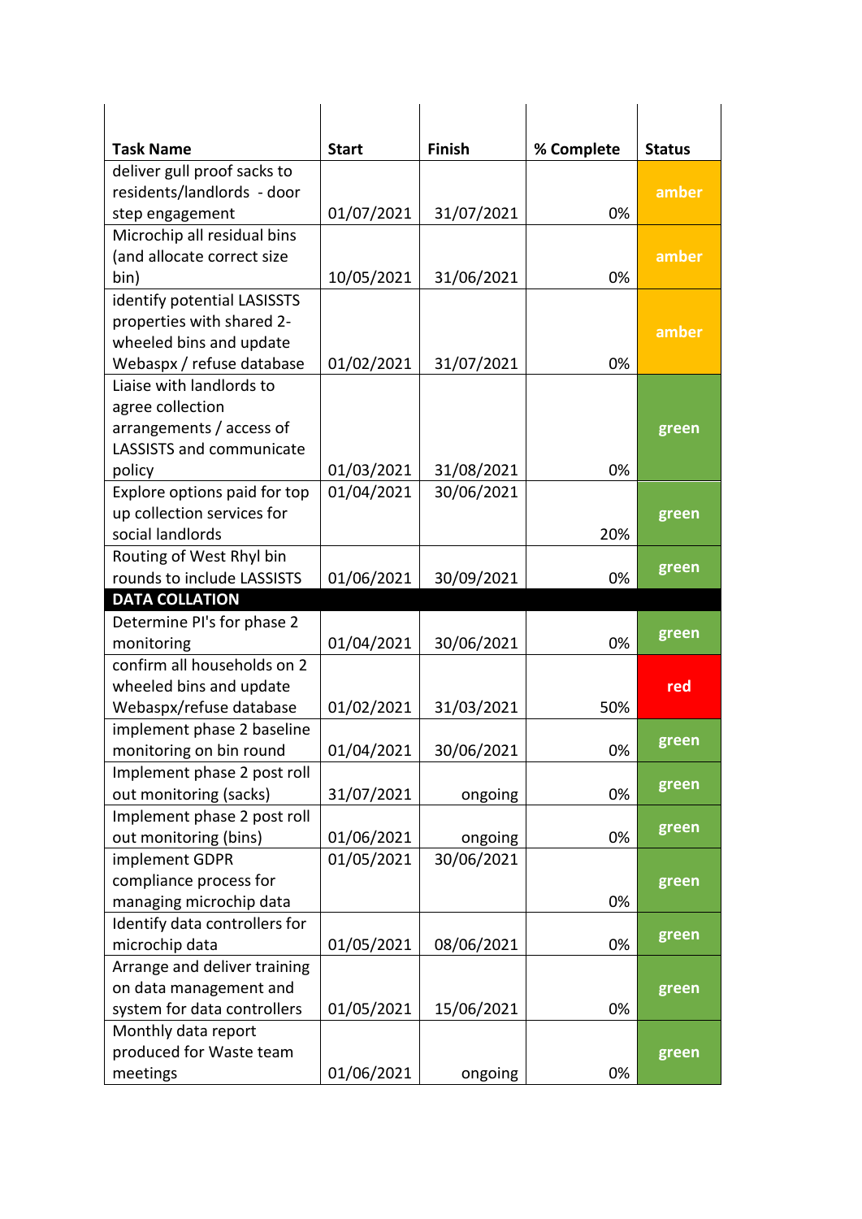| Task Name | Start | Finish | % Complete | Status |
|---|---|---|---|---|
| deliver gull proof sacks to residents/landlords - door step engagement | 01/07/2021 | 31/07/2021 | 0% | amber |
| Microchip all residual bins (and allocate correct size bin) | 10/05/2021 | 31/06/2021 | 0% | amber |
| identify potential LASISSTS properties with shared 2-wheeled bins and update Webaspx / refuse database | 01/02/2021 | 31/07/2021 | 0% | amber |
| Liaise with landlords to agree collection arrangements / access of LASSISTS and communicate policy | 01/03/2021 | 31/08/2021 | 0% | green |
| Explore options paid for top up collection services for social landlords | 01/04/2021 | 30/06/2021 | 20% | green |
| Routing of West Rhyl bin rounds to include LASSISTS | 01/06/2021 | 30/09/2021 | 0% | green |
| **DATA COLLATION** | | | | |
| Determine PI's for phase 2 monitoring | 01/04/2021 | 30/06/2021 | 0% | green |
| confirm all households on 2 wheeled bins and update Webaspx/refuse database | 01/02/2021 | 31/03/2021 | 50% | red |
| implement phase 2 baseline monitoring on bin round | 01/04/2021 | 30/06/2021 | 0% | green |
| Implement phase 2 post roll out monitoring (sacks) | 31/07/2021 | ongoing | 0% | green |
| Implement phase 2 post roll out monitoring (bins) | 01/06/2021 | ongoing | 0% | green |
| implement GDPR compliance process for managing microchip data | 01/05/2021 | 30/06/2021 | 0% | green |
| Identify data controllers for microchip data | 01/05/2021 | 08/06/2021 | 0% | green |
| Arrange and deliver training on data management and system for data controllers | 01/05/2021 | 15/06/2021 | 0% | green |
| Monthly data report produced for Waste team meetings | 01/06/2021 | ongoing | 0% | green |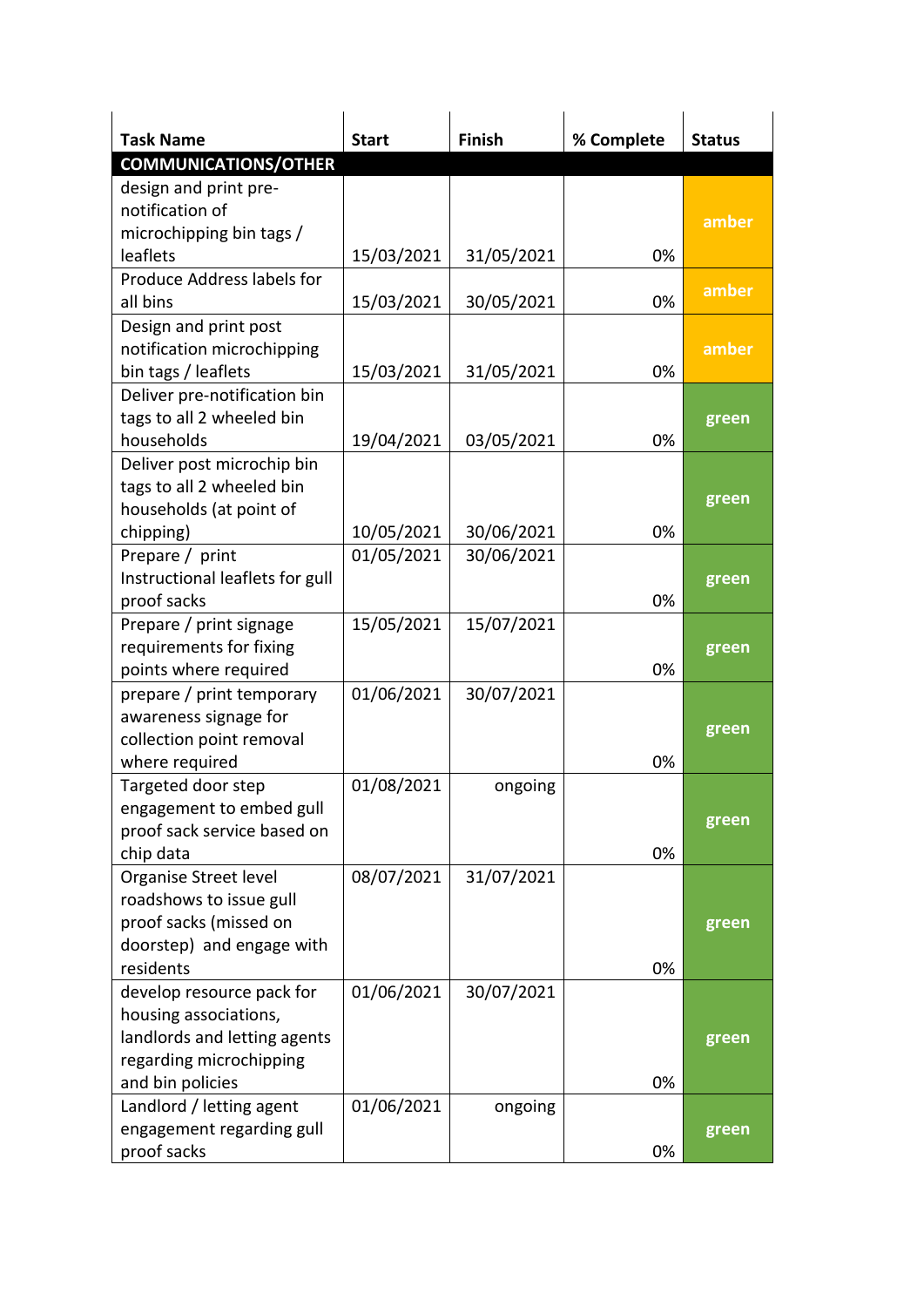| Task Name | Start | Finish | % Complete | Status |
|---|---|---|---|---|
| **COMMUNICATIONS/OTHER** | | | | |
| design and print pre-notification of microchipping bin tags / leaflets | 15/03/2021 | 31/05/2021 | 0% | amber |
| Produce Address labels for all bins | 15/03/2021 | 30/05/2021 | 0% | amber |
| Design and print post notification microchipping bin tags / leaflets | 15/03/2021 | 31/05/2021 | 0% | amber |
| Deliver pre-notification bin tags to all 2 wheeled bin households | 19/04/2021 | 03/05/2021 | 0% | green |
| Deliver post microchip bin tags to all 2 wheeled bin households (at point of chipping) | 10/05/2021 | 30/06/2021 | 0% | green |
| Prepare / print Instructional leaflets for gull proof sacks | 01/05/2021 | 30/06/2021 | 0% | green |
| Prepare / print signage requirements for fixing points where required | 15/05/2021 | 15/07/2021 | 0% | green |
| prepare / print temporary awareness signage for collection point removal where required | 01/06/2021 | 30/07/2021 | 0% | green |
| Targeted door step engagement to embed gull proof sack service based on chip data | 01/08/2021 | ongoing | 0% | green |
| Organise Street level roadshows to issue gull proof sacks (missed on doorstep) and engage with residents | 08/07/2021 | 31/07/2021 | 0% | green |
| develop resource pack for housing associations, landlords and letting agents regarding microchipping and bin policies | 01/06/2021 | 30/07/2021 | 0% | green |
| Landlord / letting agent engagement regarding gull proof sacks | 01/06/2021 | ongoing | 0% | green |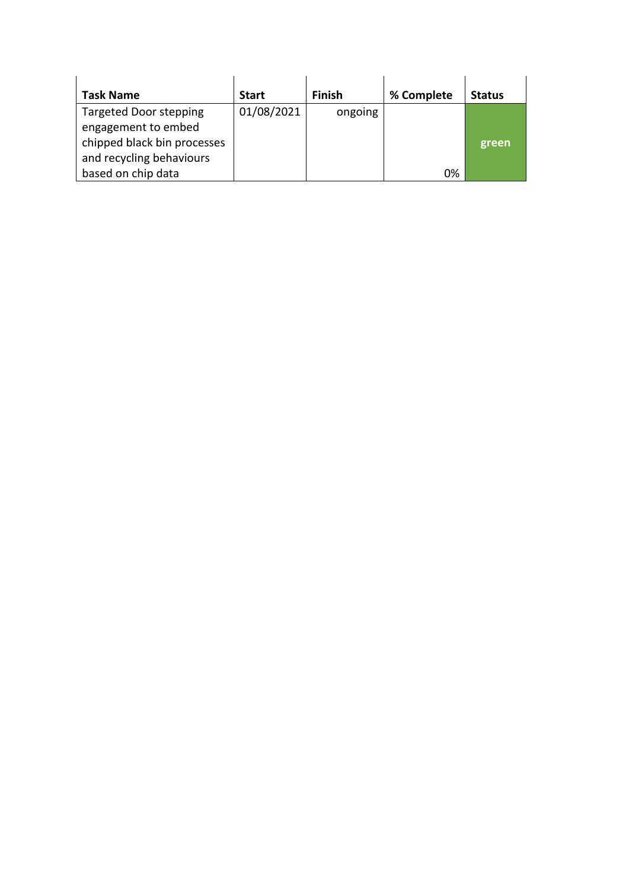| Task Name | Start | Finish | % Complete | Status |
|---|---|---|---|---|
| Targeted Door stepping engagement to embed chipped black bin processes and recycling behaviours based on chip data | 01/08/2021 | ongoing | 0% | green |